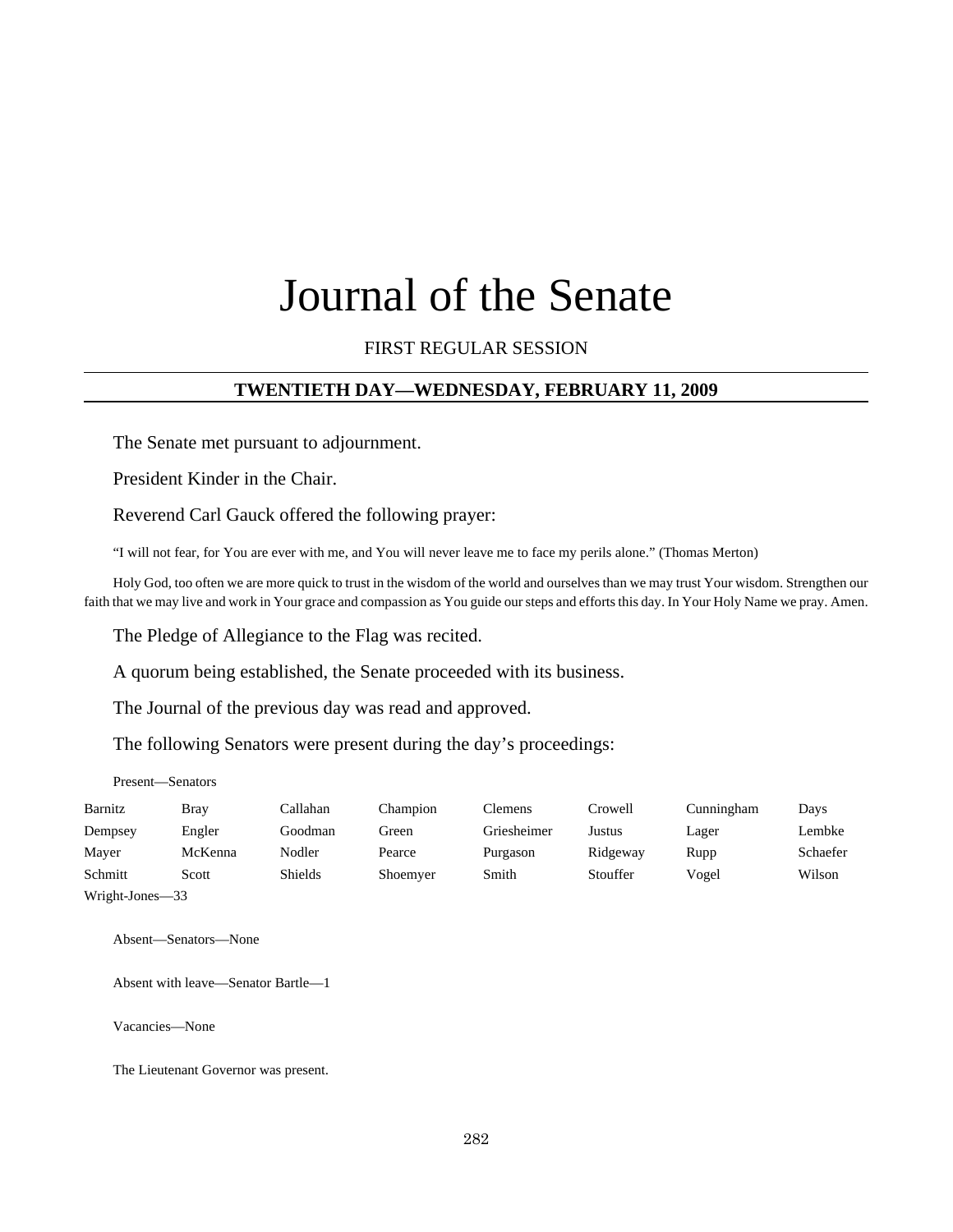# Journal of the Senate

FIRST REGULAR SESSION

## TWENTIETH DAY—WEDNESDAY, FEBRUARY 11, 2009

The Senate met pursuant to adjournment.

President Kinder in the Chair.

Reverend Carl Gauck offered the following prayer:

"I will not fear, for You are ever with me, and You will never leave me to face my perils alone." (Thomas Merton)

Holy God, too often we are more quick to trust in the wisdom of the world and ourselves than we may trust Your wisdom. Strengthen our faith that we may live and work in Your grace and compassion as You guide our steps and efforts this day. In Your Holy Name we pray. Amen.

The Pledge of Allegiance to the Flag was recited.

A quorum being established, the Senate proceeded with its business.

The Journal of the previous day was read and approved.

The following Senators were present during the day's proceedings:

Present—Senators

| | | | | | | | |
|---|---|---|---|---|---|---|---|
| Barnitz | Bray | Callahan | Champion | Clemens | Crowell | Cunningham | Days |
| Dempsey | Engler | Goodman | Green | Griesheimer | Justus | Lager | Lembke |
| Mayer | McKenna | Nodler | Pearce | Purgason | Ridgeway | Rupp | Schaefer |
| Schmitt | Scott | Shields | Shoemyer | Smith | Stouffer | Vogel | Wilson |
| Wright-Jones—33 | | | | | | | |

Absent—Senators—None

Absent with leave—Senator Bartle—1

Vacancies—None

The Lieutenant Governor was present.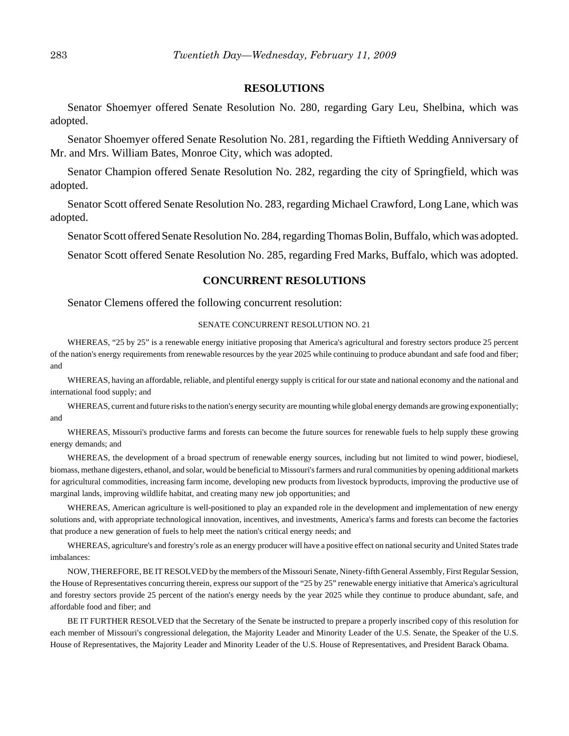## RESOLUTIONS

Senator Shoemyer offered Senate Resolution No. 280, regarding Gary Leu, Shelbina, which was adopted.

Senator Shoemyer offered Senate Resolution No. 281, regarding the Fiftieth Wedding Anniversary of Mr. and Mrs. William Bates, Monroe City, which was adopted.

Senator Champion offered Senate Resolution No. 282, regarding the city of Springfield, which was adopted.

Senator Scott offered Senate Resolution No. 283, regarding Michael Crawford, Long Lane, which was adopted.

Senator Scott offered Senate Resolution No. 284, regarding Thomas Bolin, Buffalo, which was adopted.

Senator Scott offered Senate Resolution No. 285, regarding Fred Marks, Buffalo, which was adopted.

## CONCURRENT RESOLUTIONS

Senator Clemens offered the following concurrent resolution:

SENATE CONCURRENT RESOLUTION NO. 21

WHEREAS, "25 by 25" is a renewable energy initiative proposing that America's agricultural and forestry sectors produce 25 percent of the nation's energy requirements from renewable resources by the year 2025 while continuing to produce abundant and safe food and fiber; and

WHEREAS, having an affordable, reliable, and plentiful energy supply is critical for our state and national economy and the national and international food supply; and

WHEREAS, current and future risks to the nation's energy security are mounting while global energy demands are growing exponentially; and

WHEREAS, Missouri's productive farms and forests can become the future sources for renewable fuels to help supply these growing energy demands; and

WHEREAS, the development of a broad spectrum of renewable energy sources, including but not limited to wind power, biodiesel, biomass, methane digesters, ethanol, and solar, would be beneficial to Missouri's farmers and rural communities by opening additional markets for agricultural commodities, increasing farm income, developing new products from livestock byproducts, improving the productive use of marginal lands, improving wildlife habitat, and creating many new job opportunities; and

WHEREAS, American agriculture is well-positioned to play an expanded role in the development and implementation of new energy solutions and, with appropriate technological innovation, incentives, and investments, America's farms and forests can become the factories that produce a new generation of fuels to help meet the nation's critical energy needs; and

WHEREAS, agriculture's and forestry's role as an energy producer will have a positive effect on national security and United States trade imbalances:

NOW, THEREFORE, BE IT RESOLVED by the members of the Missouri Senate, Ninety-fifth General Assembly, First Regular Session, the House of Representatives concurring therein, express our support of the "25 by 25" renewable energy initiative that America's agricultural and forestry sectors provide 25 percent of the nation's energy needs by the year 2025 while they continue to produce abundant, safe, and affordable food and fiber; and

BE IT FURTHER RESOLVED that the Secretary of the Senate be instructed to prepare a properly inscribed copy of this resolution for each member of Missouri's congressional delegation, the Majority Leader and Minority Leader of the U.S. Senate, the Speaker of the U.S. House of Representatives, the Majority Leader and Minority Leader of the U.S. House of Representatives, and President Barack Obama.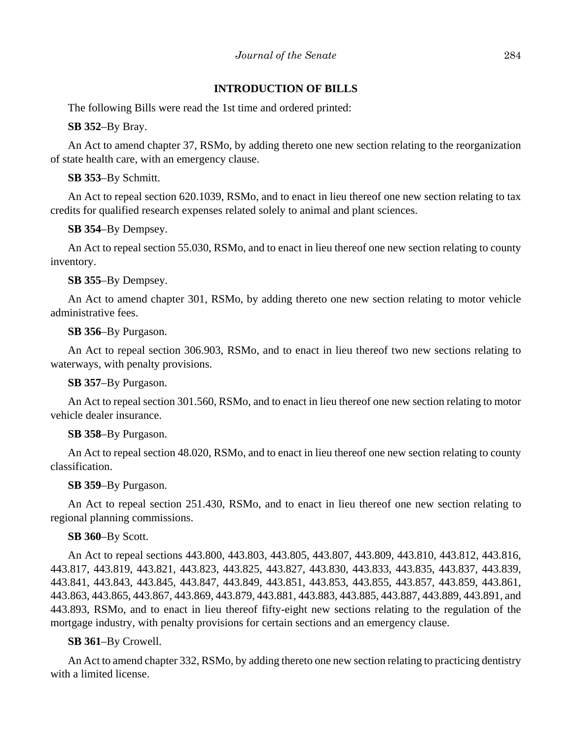## INTRODUCTION OF BILLS

The following Bills were read the 1st time and ordered printed:

**SB 352**–By Bray.

An Act to amend chapter 37, RSMo, by adding thereto one new section relating to the reorganization of state health care, with an emergency clause.

**SB 353**–By Schmitt.

An Act to repeal section 620.1039, RSMo, and to enact in lieu thereof one new section relating to tax credits for qualified research expenses related solely to animal and plant sciences.

**SB 354**–By Dempsey.

An Act to repeal section 55.030, RSMo, and to enact in lieu thereof one new section relating to county inventory.

**SB 355**–By Dempsey.

An Act to amend chapter 301, RSMo, by adding thereto one new section relating to motor vehicle administrative fees.

**SB 356**–By Purgason.

An Act to repeal section 306.903, RSMo, and to enact in lieu thereof two new sections relating to waterways, with penalty provisions.

**SB 357**–By Purgason.

An Act to repeal section 301.560, RSMo, and to enact in lieu thereof one new section relating to motor vehicle dealer insurance.

**SB 358**–By Purgason.

An Act to repeal section 48.020, RSMo, and to enact in lieu thereof one new section relating to county classification.

**SB 359**–By Purgason.

An Act to repeal section 251.430, RSMo, and to enact in lieu thereof one new section relating to regional planning commissions.

**SB 360**–By Scott.

An Act to repeal sections 443.800, 443.803, 443.805, 443.807, 443.809, 443.810, 443.812, 443.816, 443.817, 443.819, 443.821, 443.823, 443.825, 443.827, 443.830, 443.833, 443.835, 443.837, 443.839, 443.841, 443.843, 443.845, 443.847, 443.849, 443.851, 443.853, 443.855, 443.857, 443.859, 443.861, 443.863, 443.865, 443.867, 443.869, 443.879, 443.881, 443.883, 443.885, 443.887, 443.889, 443.891, and 443.893, RSMo, and to enact in lieu thereof fifty-eight new sections relating to the regulation of the mortgage industry, with penalty provisions for certain sections and an emergency clause.

**SB 361**–By Crowell.

An Act to amend chapter 332, RSMo, by adding thereto one new section relating to practicing dentistry with a limited license.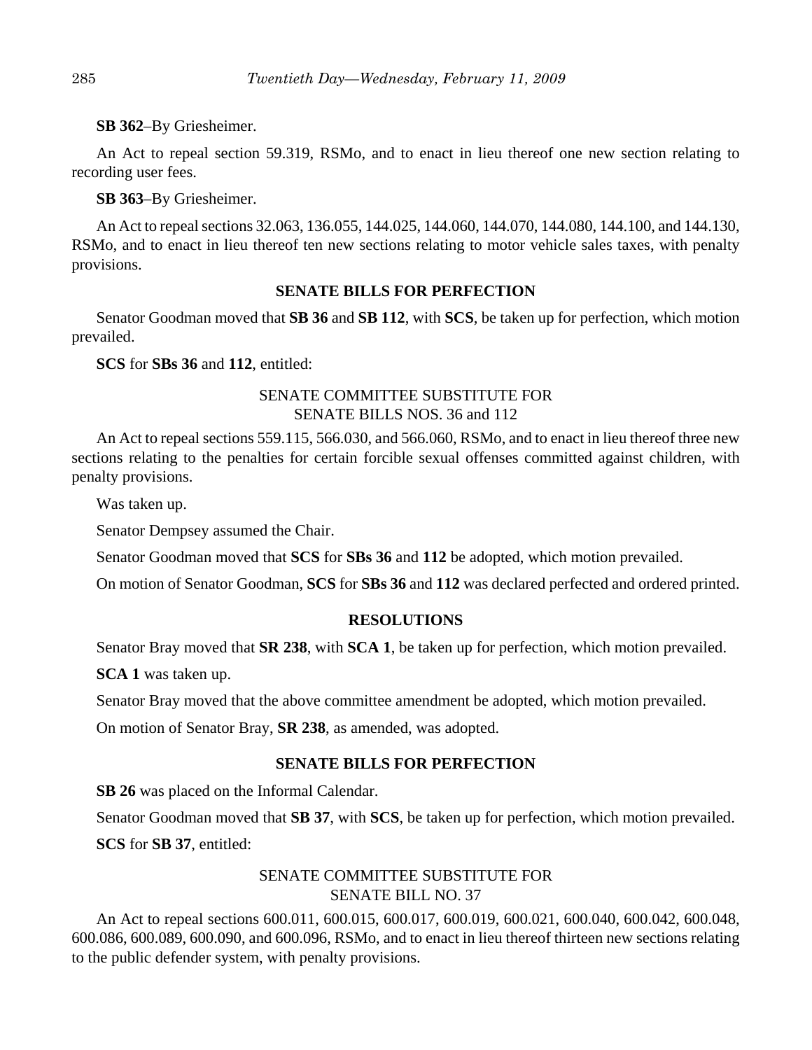**SB 362**–By Griesheimer.

An Act to repeal section 59.319, RSMo, and to enact in lieu thereof one new section relating to recording user fees.

**SB 363**–By Griesheimer.

An Act to repeal sections 32.063, 136.055, 144.025, 144.060, 144.070, 144.080, 144.100, and 144.130, RSMo, and to enact in lieu thereof ten new sections relating to motor vehicle sales taxes, with penalty provisions.

## SENATE BILLS FOR PERFECTION

Senator Goodman moved that **SB 36** and **SB 112**, with **SCS**, be taken up for perfection, which motion prevailed.

**SCS** for **SBs 36** and **112**, entitled:

SENATE COMMITTEE SUBSTITUTE FOR
SENATE BILLS NOS. 36 and 112

An Act to repeal sections 559.115, 566.030, and 566.060, RSMo, and to enact in lieu thereof three new sections relating to the penalties for certain forcible sexual offenses committed against children, with penalty provisions.

Was taken up.

Senator Dempsey assumed the Chair.

Senator Goodman moved that **SCS** for **SBs 36** and **112** be adopted, which motion prevailed.

On motion of Senator Goodman, **SCS** for **SBs 36** and **112** was declared perfected and ordered printed.

## RESOLUTIONS

Senator Bray moved that **SR 238**, with **SCA 1**, be taken up for perfection, which motion prevailed.

**SCA 1** was taken up.

Senator Bray moved that the above committee amendment be adopted, which motion prevailed.

On motion of Senator Bray, **SR 238**, as amended, was adopted.

## SENATE BILLS FOR PERFECTION

**SB 26** was placed on the Informal Calendar.

Senator Goodman moved that **SB 37**, with **SCS**, be taken up for perfection, which motion prevailed.

**SCS** for **SB 37**, entitled:

SENATE COMMITTEE SUBSTITUTE FOR
SENATE BILL NO. 37

An Act to repeal sections 600.011, 600.015, 600.017, 600.019, 600.021, 600.040, 600.042, 600.048, 600.086, 600.089, 600.090, and 600.096, RSMo, and to enact in lieu thereof thirteen new sections relating to the public defender system, with penalty provisions.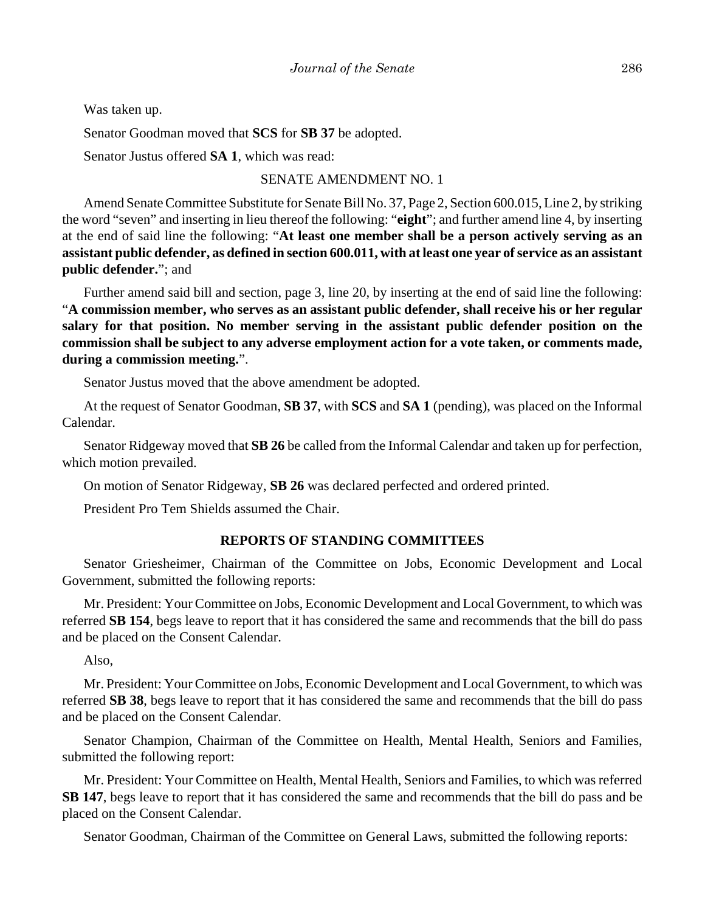Was taken up.

Senator Goodman moved that **SCS** for **SB 37** be adopted.

Senator Justus offered **SA 1**, which was read:

SENATE AMENDMENT NO. 1

Amend Senate Committee Substitute for Senate Bill No. 37, Page 2, Section 600.015, Line 2, by striking the word "seven" and inserting in lieu thereof the following: "**eight**"; and further amend line 4, by inserting at the end of said line the following: "**At least one member shall be a person actively serving as an assistant public defender, as defined in section 600.011, with at least one year of service as an assistant public defender.**"; and

Further amend said bill and section, page 3, line 20, by inserting at the end of said line the following: "**A commission member, who serves as an assistant public defender, shall receive his or her regular salary for that position. No member serving in the assistant public defender position on the commission shall be subject to any adverse employment action for a vote taken, or comments made, during a commission meeting.**".

Senator Justus moved that the above amendment be adopted.

At the request of Senator Goodman, **SB 37**, with **SCS** and **SA 1** (pending), was placed on the Informal Calendar.

Senator Ridgeway moved that **SB 26** be called from the Informal Calendar and taken up for perfection, which motion prevailed.

On motion of Senator Ridgeway, **SB 26** was declared perfected and ordered printed.

President Pro Tem Shields assumed the Chair.

## REPORTS OF STANDING COMMITTEES

Senator Griesheimer, Chairman of the Committee on Jobs, Economic Development and Local Government, submitted the following reports:

Mr. President: Your Committee on Jobs, Economic Development and Local Government, to which was referred **SB 154**, begs leave to report that it has considered the same and recommends that the bill do pass and be placed on the Consent Calendar.

Also,

Mr. President: Your Committee on Jobs, Economic Development and Local Government, to which was referred **SB 38**, begs leave to report that it has considered the same and recommends that the bill do pass and be placed on the Consent Calendar.

Senator Champion, Chairman of the Committee on Health, Mental Health, Seniors and Families, submitted the following report:

Mr. President: Your Committee on Health, Mental Health, Seniors and Families, to which was referred **SB 147**, begs leave to report that it has considered the same and recommends that the bill do pass and be placed on the Consent Calendar.

Senator Goodman, Chairman of the Committee on General Laws, submitted the following reports: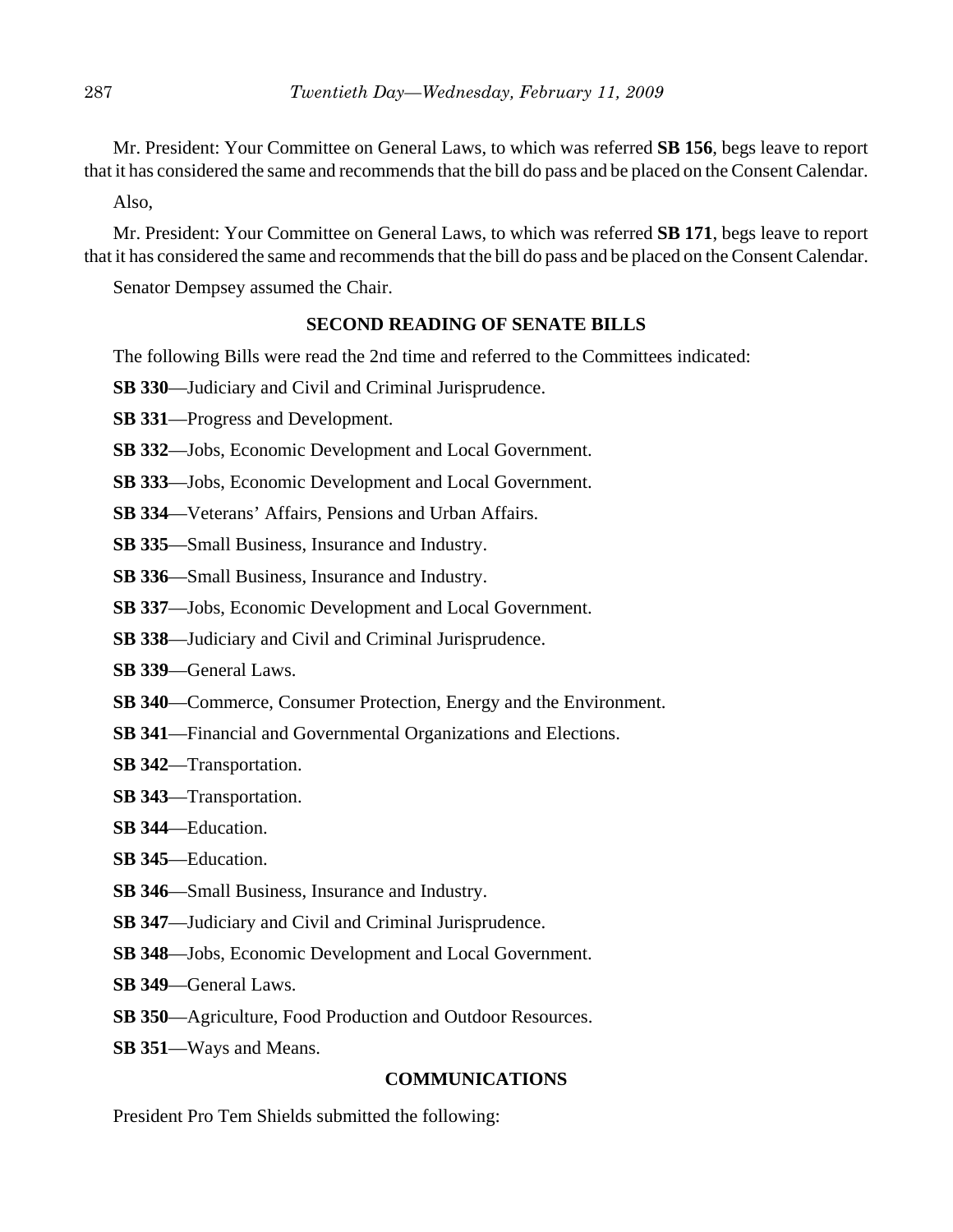Mr. President: Your Committee on General Laws, to which was referred **SB 156**, begs leave to report that it has considered the same and recommends that the bill do pass and be placed on the Consent Calendar.

Also,

Mr. President: Your Committee on General Laws, to which was referred **SB 171**, begs leave to report that it has considered the same and recommends that the bill do pass and be placed on the Consent Calendar.

Senator Dempsey assumed the Chair.

## SECOND READING OF SENATE BILLS

The following Bills were read the 2nd time and referred to the Committees indicated:

**SB 330**—Judiciary and Civil and Criminal Jurisprudence.

**SB 331**—Progress and Development.

**SB 332**—Jobs, Economic Development and Local Government.

**SB 333**—Jobs, Economic Development and Local Government.

**SB 334**—Veterans' Affairs, Pensions and Urban Affairs.

**SB 335**—Small Business, Insurance and Industry.

**SB 336**—Small Business, Insurance and Industry.

**SB 337**—Jobs, Economic Development and Local Government.

**SB 338**—Judiciary and Civil and Criminal Jurisprudence.

**SB 339**—General Laws.

**SB 340**—Commerce, Consumer Protection, Energy and the Environment.

**SB 341**—Financial and Governmental Organizations and Elections.

**SB 342**—Transportation.

**SB 343**—Transportation.

**SB 344**—Education.

**SB 345**—Education.

**SB 346**—Small Business, Insurance and Industry.

**SB 347**—Judiciary and Civil and Criminal Jurisprudence.

**SB 348**—Jobs, Economic Development and Local Government.

**SB 349**—General Laws.

**SB 350**—Agriculture, Food Production and Outdoor Resources.

**SB 351**—Ways and Means.

## COMMUNICATIONS

President Pro Tem Shields submitted the following: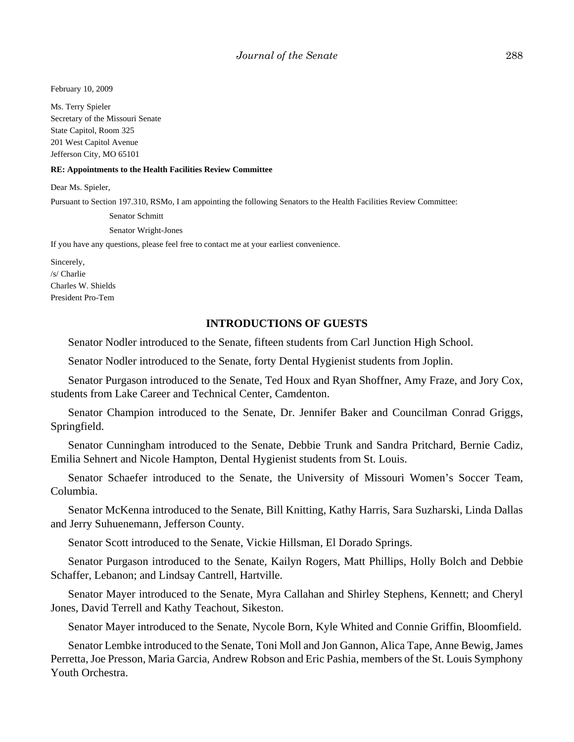February 10, 2009

Ms. Terry Spieler  
Secretary of the Missouri Senate  
State Capitol, Room 325  
201 West Capitol Avenue  
Jefferson City, MO 65101

**RE: Appointments to the Health Facilities Review Committee**

Dear Ms. Spieler,

Pursuant to Section 197.310, RSMo, I am appointing the following Senators to the Health Facilities Review Committee:

Senator Schmitt

Senator Wright-Jones

If you have any questions, please feel free to contact me at your earliest convenience.

Sincerely,  
/s/ Charlie  
Charles W. Shields  
President Pro-Tem

## INTRODUCTIONS OF GUESTS

Senator Nodler introduced to the Senate, fifteen students from Carl Junction High School.

Senator Nodler introduced to the Senate, forty Dental Hygienist students from Joplin.

Senator Purgason introduced to the Senate, Ted Houx and Ryan Shoffner, Amy Fraze, and Jory Cox, students from Lake Career and Technical Center, Camdenton.

Senator Champion introduced to the Senate, Dr. Jennifer Baker and Councilman Conrad Griggs, Springfield.

Senator Cunningham introduced to the Senate, Debbie Trunk and Sandra Pritchard, Bernie Cadiz, Emilia Sehnert and Nicole Hampton, Dental Hygienist students from St. Louis.

Senator Schaefer introduced to the Senate, the University of Missouri Women's Soccer Team, Columbia.

Senator McKenna introduced to the Senate, Bill Knitting, Kathy Harris, Sara Suzharski, Linda Dallas and Jerry Suhuenemann, Jefferson County.

Senator Scott introduced to the Senate, Vickie Hillsman, El Dorado Springs.

Senator Purgason introduced to the Senate, Kailyn Rogers, Matt Phillips, Holly Bolch and Debbie Schaffer, Lebanon; and Lindsay Cantrell, Hartville.

Senator Mayer introduced to the Senate, Myra Callahan and Shirley Stephens, Kennett; and Cheryl Jones, David Terrell and Kathy Teachout, Sikeston.

Senator Mayer introduced to the Senate, Nycole Born, Kyle Whited and Connie Griffin, Bloomfield.

Senator Lembke introduced to the Senate, Toni Moll and Jon Gannon, Alica Tape, Anne Bewig, James Perretta, Joe Presson, Maria Garcia, Andrew Robson and Eric Pashia, members of the St. Louis Symphony Youth Orchestra.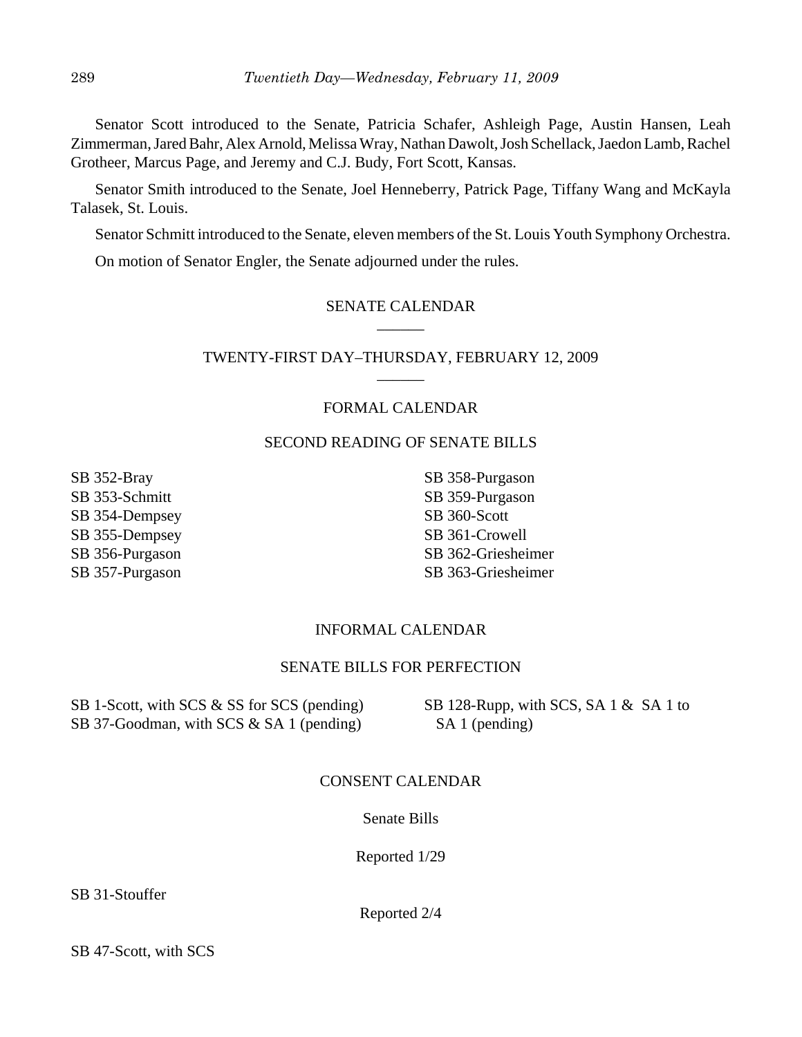Senator Scott introduced to the Senate, Patricia Schafer, Ashleigh Page, Austin Hansen, Leah Zimmerman, Jared Bahr, Alex Arnold, Melissa Wray, Nathan Dawolt, Josh Schellack, Jaedon Lamb, Rachel Grotheer, Marcus Page, and Jeremy and C.J. Budy, Fort Scott, Kansas.

Senator Smith introduced to the Senate, Joel Henneberry, Patrick Page, Tiffany Wang and McKayla Talasek, St. Louis.

Senator Schmitt introduced to the Senate, eleven members of the St. Louis Youth Symphony Orchestra.

On motion of Senator Engler, the Senate adjourned under the rules.

## SENATE CALENDAR

## TWENTY-FIRST DAY–THURSDAY, FEBRUARY 12, 2009

### FORMAL CALENDAR

### SECOND READING OF SENATE BILLS

SB 352-Bray
SB 353-Schmitt
SB 354-Dempsey
SB 355-Dempsey
SB 356-Purgason
SB 357-Purgason
SB 358-Purgason
SB 359-Purgason
SB 360-Scott
SB 361-Crowell
SB 362-Griesheimer
SB 363-Griesheimer

### INFORMAL CALENDAR

### SENATE BILLS FOR PERFECTION

SB 1-Scott, with SCS & SS for SCS (pending)
SB 37-Goodman, with SCS & SA 1 (pending)
SB 128-Rupp, with SCS, SA 1 & SA 1 to SA 1 (pending)

### CONSENT CALENDAR

Senate Bills

Reported 1/29

SB 31-Stouffer

Reported 2/4

SB 47-Scott, with SCS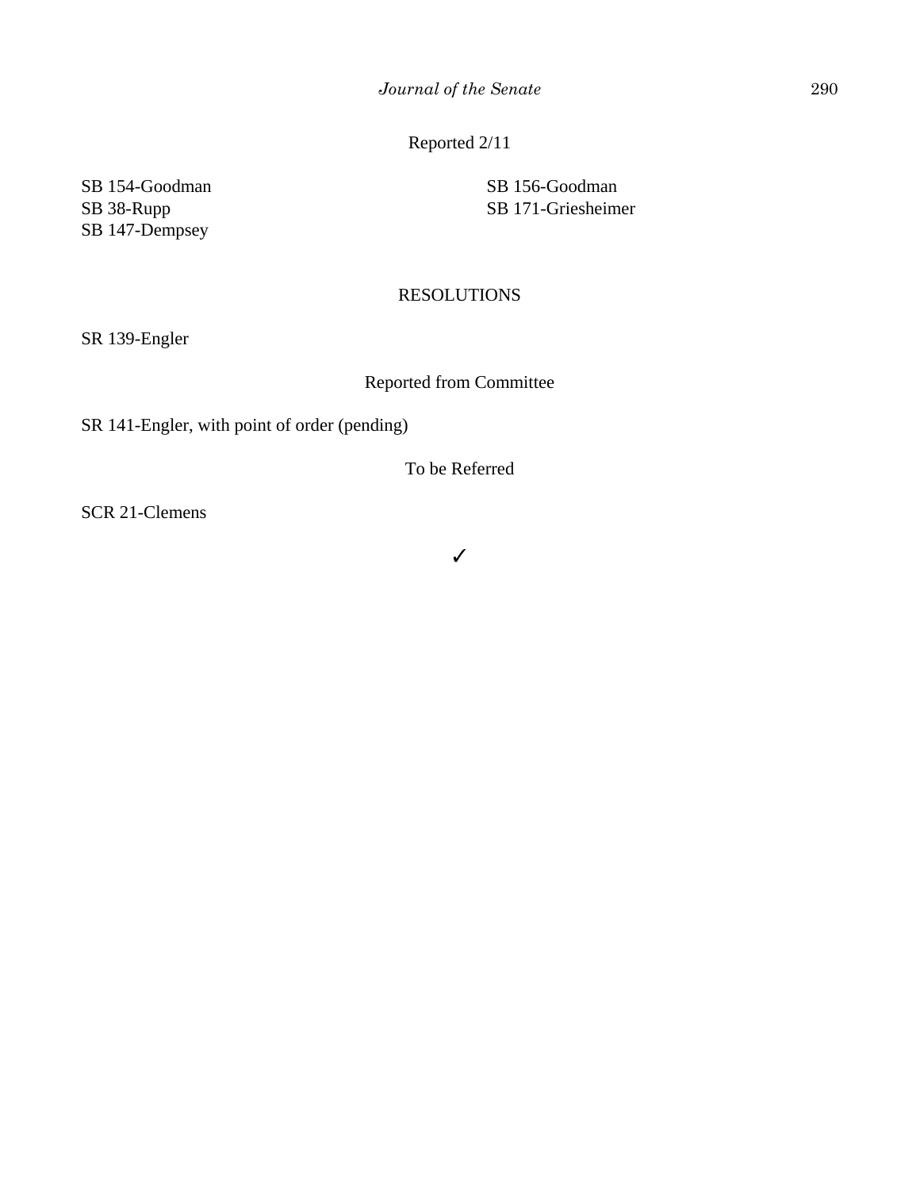Reported 2/11

SB 154-Goodman
SB 38-Rupp
SB 147-Dempsey
SB 156-Goodman
SB 171-Griesheimer

RESOLUTIONS

SR 139-Engler

Reported from Committee

SR 141-Engler, with point of order (pending)

To be Referred

SCR 21-Clemens

✓